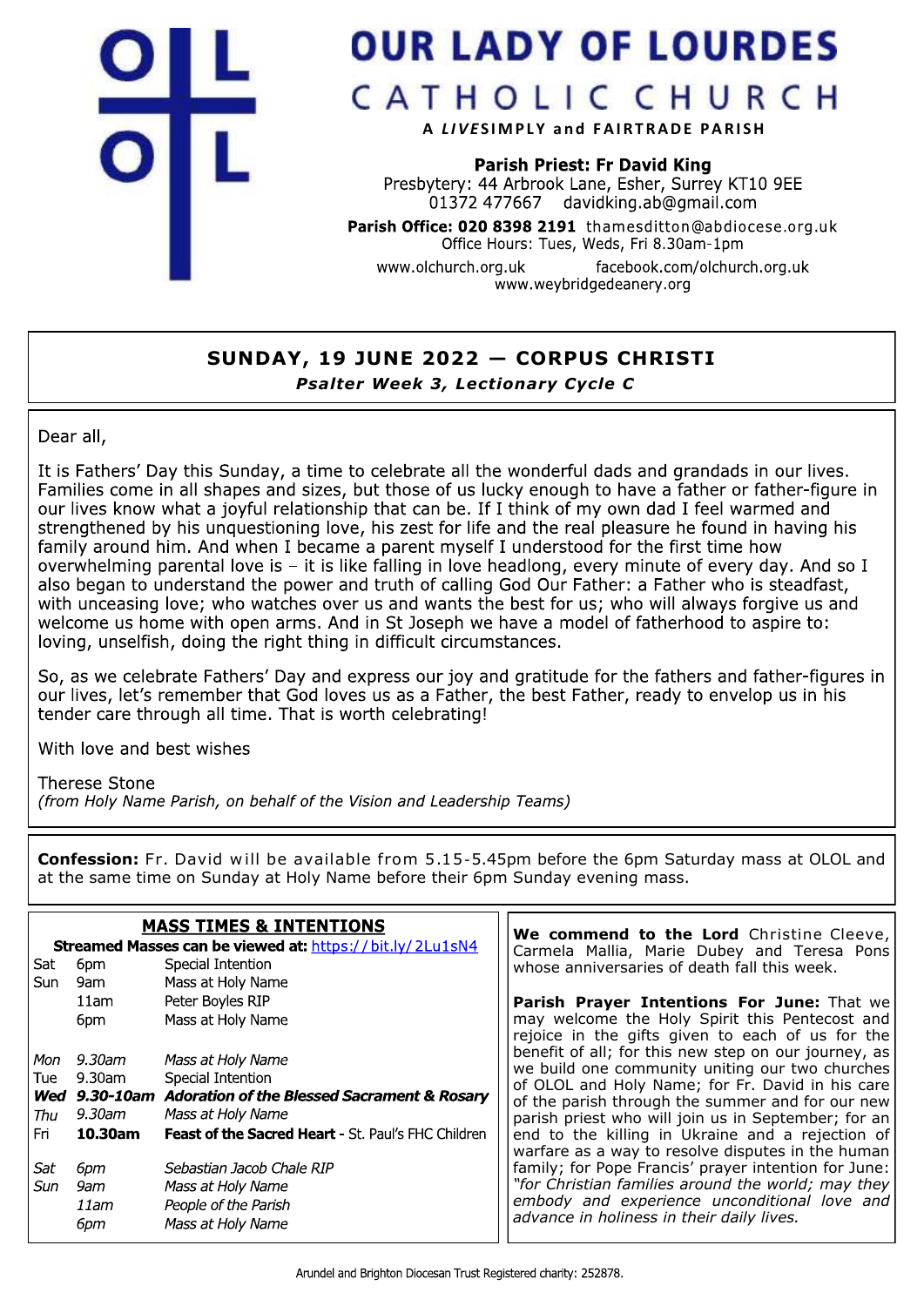# OUR LADY OF LOURDES CATHOLIC CHURCH

**A *LIVE*SIMPLY and FAIRTRADE PARISH**

**Parish Priest: Fr David King**
Presbytery: 44 Arbrook Lane, Esher, Surrey KT10 9EE
01372 477667 davidking.ab@gmail.com
**Parish Office: 020 8398 2191** thamesditton@abdiocese.org.uk
Office Hours: Tues, Weds, Fri 8.30am-1pm
www.olchurch.org.uk facebook.com/olchurch.org.uk
www.weybridgedeanery.org

## SUNDAY, 19 JUNE 2022 — CORPUS CHRISTI

***Psalter Week 3, Lectionary Cycle C***

Dear all,

It is Fathers' Day this Sunday, a time to celebrate all the wonderful dads and grandads in our lives. Families come in all shapes and sizes, but those of us lucky enough to have a father or father-figure in our lives know what a joyful relationship that can be. If I think of my own dad I feel warmed and strengthened by his unquestioning love, his zest for life and the real pleasure he found in having his family around him. And when I became a parent myself I understood for the first time how overwhelming parental love is – it is like falling in love headlong, every minute of every day. And so I also began to understand the power and truth of calling God Our Father: a Father who is steadfast, with unceasing love; who watches over us and wants the best for us; who will always forgive us and welcome us home with open arms. And in St Joseph we have a model of fatherhood to aspire to: loving, unselfish, doing the right thing in difficult circumstances.

So, as we celebrate Fathers' Day and express our joy and gratitude for the fathers and father-figures in our lives, let's remember that God loves us as a Father, the best Father, ready to envelop us in his tender care through all time. That is worth celebrating!

With love and best wishes

Therese Stone
*(from Holy Name Parish, on behalf of the Vision and Leadership Teams)*

**Confession:** Fr. David will be available from 5.15-5.45pm before the 6pm Saturday mass at OLOL and at the same time on Sunday at Holy Name before their 6pm Sunday evening mass.

### MASS TIMES & INTENTIONS

**Streamed Masses can be viewed at:** https://bit.ly/2Lu1sN4

| Day | Time | Intention |
|---|---|---|
| Sat | 6pm | Special Intention |
| Sun | 9am | Mass at Holy Name |
| | 11am | Peter Boyles RIP |
| | 6pm | Mass at Holy Name |
| *Mon* | *9.30am* | *Mass at Holy Name* |
| Tue | 9.30am | Special Intention |
| ***Wed*** | ***9.30-10am*** | ***Adoration of the Blessed Sacrament & Rosary*** |
| *Thu* | *9.30am* | *Mass at Holy Name* |
| Fri | **10.30am** | **Feast of the Sacred Heart** - St. Paul's FHC Children |
| *Sat* | *6pm* | *Sebastian Jacob Chale RIP* |
| *Sun* | *9am* | *Mass at Holy Name* |
| | *11am* | *People of the Parish* |
| | *6pm* | *Mass at Holy Name* |

**We commend to the Lord** Christine Cleeve, Carmela Mallia, Marie Dubey and Teresa Pons whose anniversaries of death fall this week.

**Parish Prayer Intentions For June:** That we may welcome the Holy Spirit this Pentecost and rejoice in the gifts given to each of us for the benefit of all; for this new step on our journey, as we build one community uniting our two churches of OLOL and Holy Name; for Fr. David in his care of the parish through the summer and for our new parish priest who will join us in September; for an end to the killing in Ukraine and a rejection of warfare as a way to resolve disputes in the human family; for Pope Francis' prayer intention for June: *"for Christian families around the world; may they embody and experience unconditional love and advance in holiness in their daily lives.*

Arundel and Brighton Diocesan Trust Registered charity: 252878.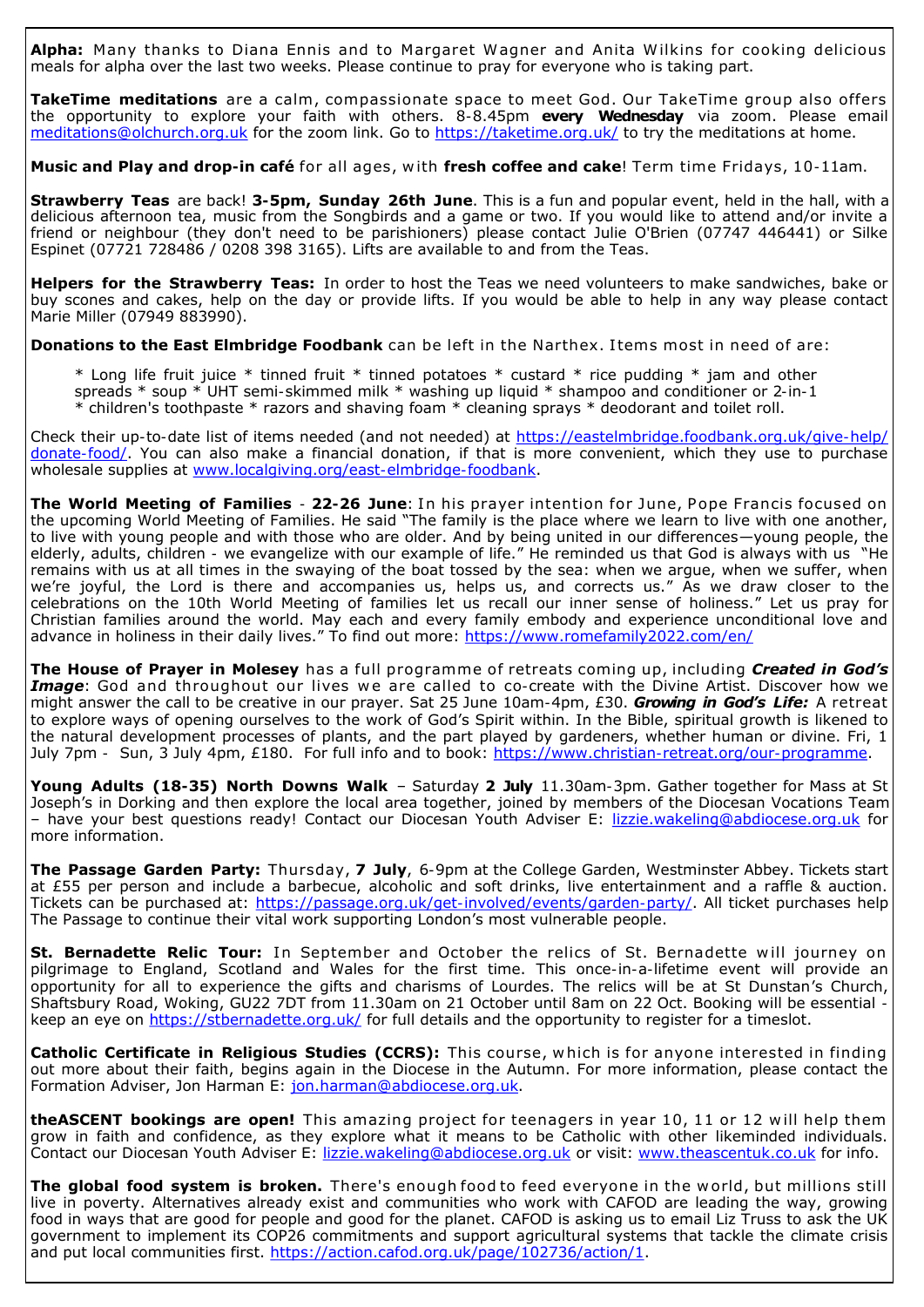**Alpha:** Many thanks to Diana Ennis and to Margaret Wagner and Anita Wilkins for cooking delicious meals for alpha over the last two weeks. Please continue to pray for everyone who is taking part.

**TakeTime meditations** are a calm, compassionate space to meet God. Our TakeTime group also offers the opportunity to explore your faith with others. 8-8.45pm **every Wednesday** via zoom. Please email meditations@olchurch.org.uk for the zoom link. Go to https://taketime.org.uk/ to try the meditations at home.

**Music and Play and drop-in café** for all ages, with **fresh coffee and cake**! Term time Fridays, 10-11am.

**Strawberry Teas** are back! **3-5pm, Sunday 26th June**. This is a fun and popular event, held in the hall, with a delicious afternoon tea, music from the Songbirds and a game or two. If you would like to attend and/or invite a friend or neighbour (they don't need to be parishioners) please contact Julie O'Brien (07747 446441) or Silke Espinet (07721 728486 / 0208 398 3165). Lifts are available to and from the Teas.

**Helpers for the Strawberry Teas:** In order to host the Teas we need volunteers to make sandwiches, bake or buy scones and cakes, help on the day or provide lifts. If you would be able to help in any way please contact Marie Miller (07949 883990).

**Donations to the East Elmbridge Foodbank** can be left in the Narthex. Items most in need of are:

\* Long life fruit juice \* tinned fruit \* tinned potatoes \* custard \* rice pudding \* jam and other spreads \* soup \* UHT semi-skimmed milk \* washing up liquid \* shampoo and conditioner or 2-in-1 \* children's toothpaste \* razors and shaving foam \* cleaning sprays \* deodorant and toilet roll.

Check their up-to-date list of items needed (and not needed) at https://eastelmbridge.foodbank.org.uk/give-help/donate-food/. You can also make a financial donation, if that is more convenient, which they use to purchase wholesale supplies at www.localgiving.org/east-elmbridge-foodbank.

**The World Meeting of Families** - **22-26 June**: In his prayer intention for June, Pope Francis focused on the upcoming World Meeting of Families. He said "The family is the place where we learn to live with one another, to live with young people and with those who are older. And by being united in our differences—young people, the elderly, adults, children - we evangelize with our example of life." He reminded us that God is always with us "He remains with us at all times in the swaying of the boat tossed by the sea: when we argue, when we suffer, when we're joyful, the Lord is there and accompanies us, helps us, and corrects us." As we draw closer to the celebrations on the 10th World Meeting of families let us recall our inner sense of holiness." Let us pray for Christian families around the world. May each and every family embody and experience unconditional love and advance in holiness in their daily lives." To find out more: https://www.romefamily2022.com/en/

**The House of Prayer in Molesey** has a full programme of retreats coming up, including ***Created in God's Image***: God and throughout our lives we are called to co-create with the Divine Artist. Discover how we might answer the call to be creative in our prayer. Sat 25 June 10am-4pm, £30. ***Growing in God's Life:*** A retreat to explore ways of opening ourselves to the work of God's Spirit within. In the Bible, spiritual growth is likened to the natural development processes of plants, and the part played by gardeners, whether human or divine. Fri, 1 July 7pm - Sun, 3 July 4pm, £180. For full info and to book: https://www.christian-retreat.org/our-programme.

**Young Adults (18-35) North Downs Walk** – Saturday **2 July** 11.30am-3pm. Gather together for Mass at St Joseph's in Dorking and then explore the local area together, joined by members of the Diocesan Vocations Team – have your best questions ready! Contact our Diocesan Youth Adviser E: lizzie.wakeling@abdiocese.org.uk for more information.

**The Passage Garden Party:** Thursday, **7 July**, 6-9pm at the College Garden, Westminster Abbey. Tickets start at £55 per person and include a barbecue, alcoholic and soft drinks, live entertainment and a raffle & auction. Tickets can be purchased at: https://passage.org.uk/get-involved/events/garden-party/. All ticket purchases help The Passage to continue their vital work supporting London's most vulnerable people.

**St. Bernadette Relic Tour:** In September and October the relics of St. Bernadette will journey on pilgrimage to England, Scotland and Wales for the first time. This once-in-a-lifetime event will provide an opportunity for all to experience the gifts and charisms of Lourdes. The relics will be at St Dunstan's Church, Shaftsbury Road, Woking, GU22 7DT from 11.30am on 21 October until 8am on 22 Oct. Booking will be essential - keep an eye on https://stbernadette.org.uk/ for full details and the opportunity to register for a timeslot.

**Catholic Certificate in Religious Studies (CCRS):** This course, which is for anyone interested in finding out more about their faith, begins again in the Diocese in the Autumn. For more information, please contact the Formation Adviser, Jon Harman E: jon.harman@abdiocese.org.uk.

**theASCENT bookings are open!** This amazing project for teenagers in year 10, 11 or 12 will help them grow in faith and confidence, as they explore what it means to be Catholic with other likeminded individuals. Contact our Diocesan Youth Adviser E: lizzie.wakeling@abdiocese.org.uk or visit: www.theascentuk.co.uk for info.

**The global food system is broken.** There's enough food to feed everyone in the world, but millions still live in poverty. Alternatives already exist and communities who work with CAFOD are leading the way, growing food in ways that are good for people and good for the planet. CAFOD is asking us to email Liz Truss to ask the UK government to implement its COP26 commitments and support agricultural systems that tackle the climate crisis and put local communities first. https://action.cafod.org.uk/page/102736/action/1.